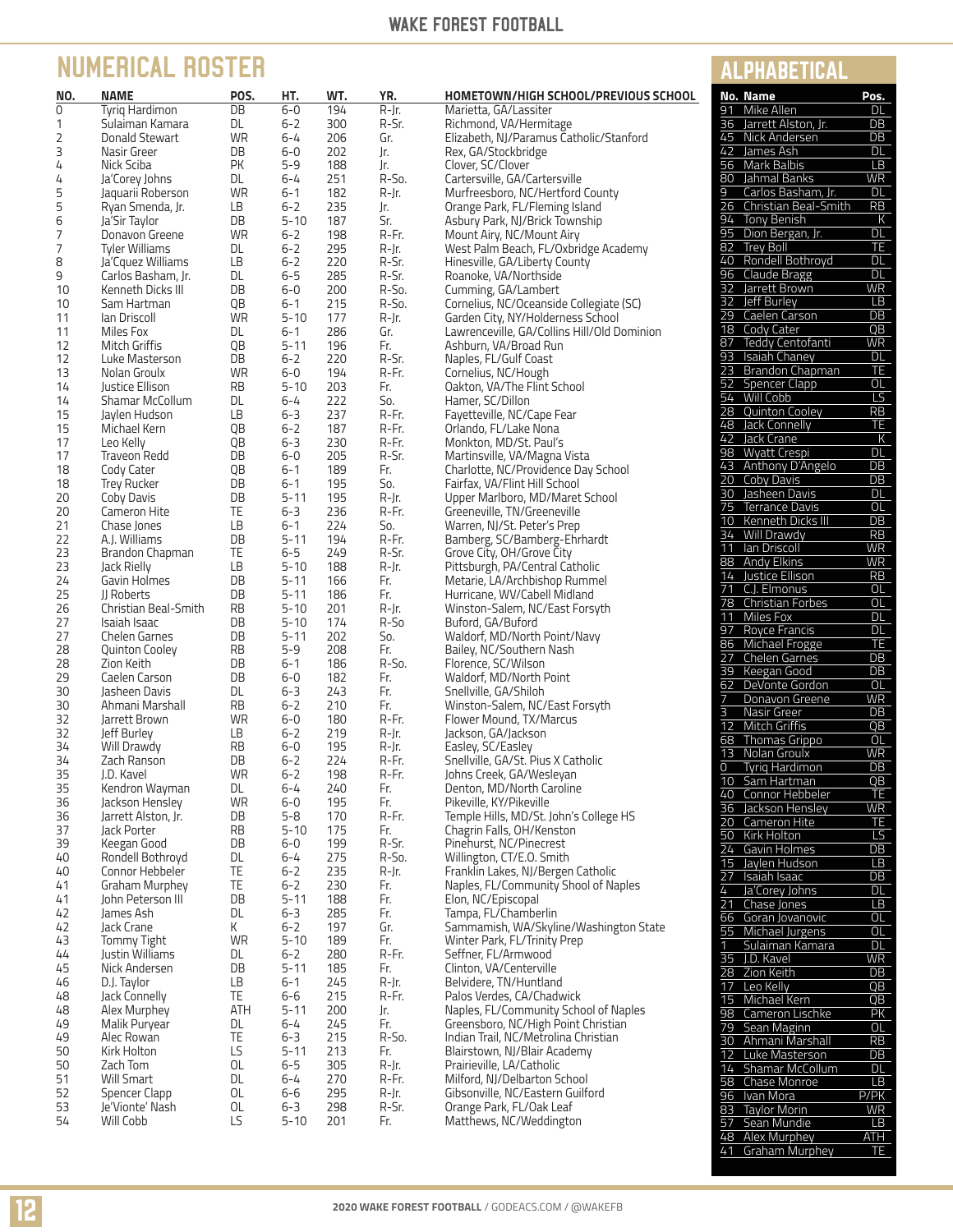# NUMERICAL ROSTER

| NO. | NAME | POS. | HT. | WT. | YR. | HOMETOWN/HIGH SCHOOL/PREVIOUS SCHOOL |
|---|---|---|---|---|---|---|
| 0 | Tyriq Hardimon | DB | 6-0 | 194 | R-Jr. | Marietta, GA/Lassiter |
| 1 | Sulaiman Kamara | DL | 6-2 | 300 | R-Sr. | Richmond, VA/Hermitage |
| 2 | Donald Stewart | WR | 6-4 | 206 | Gr. | Elizabeth, NJ/Paramus Catholic/Stanford |
| 3 | Nasir Greer | DB | 6-0 | 202 | Jr. | Rex, GA/Stockbridge |
| 4 | Nick Sciba | PK | 5-9 | 188 | Jr. | Clover, SC/Clover |
| 4 | Ja'Corey Johns | DL | 6-4 | 251 | R-So. | Cartersville, GA/Cartersville |
| 5 | Jaquarii Roberson | WR | 6-1 | 182 | R-Jr. | Murfreesboro, NC/Hertford County |
| 5 | Ryan Smenda, Jr. | LB | 6-2 | 235 | Jr. | Orange Park, FL/Fleming Island |
| 6 | Ja'Sir Taylor | DB | 5-10 | 187 | Sr. | Asbury Park, NJ/Brick Township |
| 7 | Donavon Greene | WR | 6-2 | 198 | R-Fr. | Mount Airy, NC/Mount Airy |
| 7 | Tyler Williams | DL | 6-2 | 295 | R-Jr. | West Palm Beach, FL/Oxbridge Academy |
| 8 | Ja'Cquez Williams | LB | 6-2 | 220 | R-Sr. | Hinesville, GA/Liberty County |
| 9 | Carlos Basham, Jr. | DL | 6-5 | 285 | R-Sr. | Roanoke, VA/Northside |
| 10 | Kenneth Dicks III | DB | 6-0 | 200 | R-So. | Cumming, GA/Lambert |
| 10 | Sam Hartman | QB | 6-1 | 215 | R-So. | Cornelius, NC/Oceanside Collegiate (SC) |
| 11 | Ian Driscoll | WR | 5-10 | 177 | R-Jr. | Garden City, NY/Holderness School |
| 11 | Miles Fox | DL | 6-1 | 286 | Gr. | Lawrenceville, GA/Collins Hill/Old Dominion |
| 12 | Mitch Griffis | QB | 5-11 | 196 | Fr. | Ashburn, VA/Broad Run |
| 12 | Luke Masterson | DB | 6-2 | 220 | R-Sr. | Naples, FL/Gulf Coast |
| 13 | Nolan Groulx | WR | 6-0 | 194 | R-Fr. | Cornelius, NC/Hough |
| 14 | Justice Ellison | RB | 5-10 | 203 | Fr. | Oakton, VA/The Flint School |
| 14 | Shamar McCollum | DL | 6-4 | 222 | So. | Hamer, SC/Dillon |
| 15 | Jaylen Hudson | LB | 6-3 | 237 | R-Fr. | Fayetteville, NC/Cape Fear |
| 15 | Michael Kern | QB | 6-2 | 187 | R-Fr. | Orlando, FL/Lake Nona |
| 17 | Leo Kelly | QB | 6-3 | 230 | R-Fr. | Monkton, MD/St. Paul's |
| 17 | Traveon Redd | DB | 6-0 | 205 | R-Sr. | Martinsville, VA/Magna Vista |
| 18 | Cody Cater | QB | 6-1 | 189 | Fr. | Charlotte, NC/Providence Day School |
| 18 | Trey Rucker | DB | 6-1 | 195 | So. | Fairfax, VA/Flint Hill School |
| 20 | Coby Davis | DB | 5-11 | 195 | R-Jr. | Upper Marlboro, MD/Maret School |
| 20 | Cameron Hite | TE | 6-3 | 236 | R-Fr. | Greeneville, TN/Greeneville |
| 21 | Chase Jones | LB | 6-1 | 224 | So. | Warren, NJ/St. Peter's Prep |
| 22 | A.J. Williams | DB | 5-11 | 194 | R-Fr. | Bamberg, SC/Bamberg-Ehrhardt |
| 23 | Brandon Chapman | TE | 6-5 | 249 | R-Sr. | Grove City, OH/Grove City |
| 23 | Jack Rielly | LB | 5-10 | 188 | R-Jr. | Pittsburgh, PA/Central Catholic |
| 24 | Gavin Holmes | DB | 5-11 | 166 | Fr. | Metarie, LA/Archbishop Rummel |
| 25 | JJ Roberts | DB | 5-11 | 186 | Fr. | Hurricane, WV/Cabell Midland |
| 26 | Christian Beal-Smith | RB | 5-10 | 201 | R-Jr. | Winston-Salem, NC/East Forsyth |
| 27 | Isaiah Isaac | DB | 5-10 | 174 | R-So | Buford, GA/Buford |
| 27 | Chelen Garnes | DB | 5-11 | 202 | So. | Waldorf, MD/North Point/Navy |
| 28 | Quinton Cooley | RB | 5-9 | 208 | Fr. | Bailey, NC/Southern Nash |
| 28 | Zion Keith | DB | 6-1 | 186 | R-So. | Florence, SC/Wilson |
| 29 | Caelen Carson | DB | 6-0 | 182 | Fr. | Waldorf, MD/North Point |
| 30 | Jasheen Davis | DL | 6-3 | 243 | Fr. | Snellville, GA/Shiloh |
| 30 | Ahmani Marshall | RB | 6-2 | 210 | Fr. | Winston-Salem, NC/East Forsyth |
| 32 | Jarrett Brown | WR | 6-0 | 180 | R-Fr. | Flower Mound, TX/Marcus |
| 32 | Jeff Burley | LB | 6-2 | 219 | R-Jr. | Jackson, GA/Jackson |
| 34 | Will Drawdy | RB | 6-0 | 195 | R-Jr. | Easley, SC/Easley |
| 34 | Zach Ranson | DB | 6-2 | 224 | R-Fr. | Snellville, GA/St. Pius X Catholic |
| 35 | J.D. Kavel | WR | 6-2 | 198 | R-Fr. | Johns Creek, GA/Wesleyan |
| 35 | Kendron Wayman | DL | 6-4 | 240 | Fr. | Denton, MD/North Caroline |
| 36 | Jackson Hensley | WR | 6-0 | 195 | Fr. | Pikeville, KY/Pikeville |
| 36 | Jarrett Alston, Jr. | DB | 5-8 | 170 | R-Fr. | Temple Hills, MD/St. John's College HS |
| 37 | Jack Porter | RB | 5-10 | 175 | Fr. | Chagrin Falls, OH/Kenston |
| 39 | Keegan Good | DB | 6-0 | 199 | R-Sr. | Pinehurst, NC/Pinecrest |
| 40 | Rondell Bothroyd | DL | 6-4 | 275 | R-So. | Willington, CT/E.O. Smith |
| 40 | Connor Hebbeler | TE | 6-2 | 235 | R-Jr. | Franklin Lakes, NJ/Bergen Catholic |
| 41 | Graham Murphey | TE | 6-2 | 230 | Fr. | Naples, FL/Community Shool of Naples |
| 41 | John Peterson III | DB | 5-11 | 188 | Fr. | Elon, NC/Episcopal |
| 42 | James Ash | DL | 6-3 | 285 | Fr. | Tampa, FL/Chamberlin |
| 42 | Jack Crane | K | 6-2 | 197 | Gr. | Sammamish, WA/Skyline/Washington State |
| 43 | Tommy Tight | WR | 5-10 | 189 | Fr. | Winter Park, FL/Trinity Prep |
| 44 | Justin Williams | DL | 6-2 | 280 | R-Fr. | Seffner, FL/Armwood |
| 45 | Nick Andersen | DB | 5-11 | 185 | Fr. | Clinton, VA/Centerville |
| 46 | D.J. Taylor | LB | 6-1 | 245 | R-Jr. | Belvidere, TN/Huntland |
| 48 | Jack Connelly | TE | 6-6 | 215 | R-Fr. | Palos Verdes, CA/Chadwick |
| 48 | Alex Murphey | ATH | 5-11 | 200 | Jr. | Naples, FL/Community School of Naples |
| 49 | Malik Puryear | DL | 6-4 | 245 | Fr. | Greensboro, NC/High Point Christian |
| 49 | Alec Rowan | TE | 6-3 | 215 | R-So. | Indian Trail, NC/Metrolina Christian |
| 50 | Kirk Holton | LS | 5-11 | 213 | Fr. | Blairstown, NJ/Blair Academy |
| 50 | Zach Tom | OL | 6-5 | 305 | R-Jr. | Prairieville, LA/Catholic |
| 51 | Will Smart | DL | 6-4 | 270 | R-Fr. | Milford, NJ/Delbarton School |
| 52 | Spencer Clapp | OL | 6-6 | 295 | R-Jr. | Gibsonville, NC/Eastern Guilford |
| 53 | Je'Vionte' Nash | OL | 6-3 | 298 | R-Sr. | Orange Park, FL/Oak Leaf |
| 54 | Will Cobb | LS | 5-10 | 201 | Fr. | Matthews, NC/Weddington |

# ALPHABETICAL

| No. | Name | Pos. |
|---|---|---|
| 91 | Mike Allen | DL |
| 36 | Jarrett Alston, Jr. | DB |
| 45 | Nick Andersen | DB |
| 42 | James Ash | DL |
| 56 | Mark Balbis | LB |
| 80 | Jahmal Banks | WR |
| 9 | Carlos Basham, Jr. | DL |
| 26 | Christian Beal-Smith | RB |
| 94 | Tony Benish | K |
| 95 | Dion Bergan, Jr. | DL |
| 82 | Trey Boll | TE |
| 40 | Rondell Bothroyd | DL |
| 96 | Claude Bragg | DL |
| 32 | Jarrett Brown | WR |
| 32 | Jeff Burley | LB |
| 29 | Caelen Carson | DB |
| 18 | Cody Cater | QB |
| 87 | Teddy Centofanti | WR |
| 93 | Isaiah Chaney | DL |
| 23 | Brandon Chapman | TE |
| 52 | Spencer Clapp | OL |
| 54 | Will Cobb | LS |
| 28 | Quinton Cooley | RB |
| 48 | Jack Connelly | TE |
| 42 | Jack Crane | K |
| 98 | Wyatt Crespi | DL |
| 43 | Anthony D'Angelo | DB |
| 20 | Coby Davis | DB |
| 30 | Jasheen Davis | DL |
| 75 | Terrance Davis | OL |
| 10 | Kenneth Dicks III | DB |
| 34 | Will Drawdy | RB |
| 11 | Ian Driscoll | WR |
| 88 | Andy Elkins | WR |
| 14 | Justice Ellison | RB |
| 71 | C.J. Elmonus | OL |
| 78 | Christian Forbes | OL |
| 11 | Miles Fox | DL |
| 97 | Royce Francis | DL |
| 86 | Michael Frogge | TE |
| 27 | Chelen Garnes | DB |
| 39 | Keegan Good | DB |
| 62 | DeVonte Gordon | OL |
| 7 | Donavon Greene | WR |
| 3 | Nasir Greer | DB |
| 12 | Mitch Griffis | QB |
| 68 | Thomas Grippo | OL |
| 13 | Nolan Groulx | WR |
| 0 | Tyriq Hardimon | DB |
| 10 | Sam Hartman | QB |
| 40 | Connor Hebbeler | TE |
| 36 | Jackson Hensley | WR |
| 20 | Cameron Hite | TE |
| 50 | Kirk Holton | LS |
| 24 | Gavin Holmes | DB |
| 15 | Jaylen Hudson | LB |
| 27 | Isaiah Isaac | DB |
| 4 | Ja'Corey Johns | DL |
| 21 | Chase Jones | LB |
| 66 | Goran Jovanovic | OL |
| 55 | Michael Jurgens | OL |
| 1 | Sulaiman Kamara | DL |
| 35 | J.D. Kavel | WR |
| 28 | Zion Keith | DB |
| 17 | Leo Kelly | QB |
| 15 | Michael Kern | QB |
| 98 | Cameron Lischke | PK |
| 79 | Sean Maginn | OL |
| 30 | Ahmani Marshall | RB |
| 12 | Luke Masterson | DB |
| 14 | Shamar McCollum | DL |
| 58 | Chase Monroe | LB |
| 96 | Ivan Mora | P/PK |
| 83 | Taylor Morin | WR |
| 57 | Sean Mundie | LB |
| 48 | Alex Murphey | ATH |
| 41 | Graham Murphey | TE |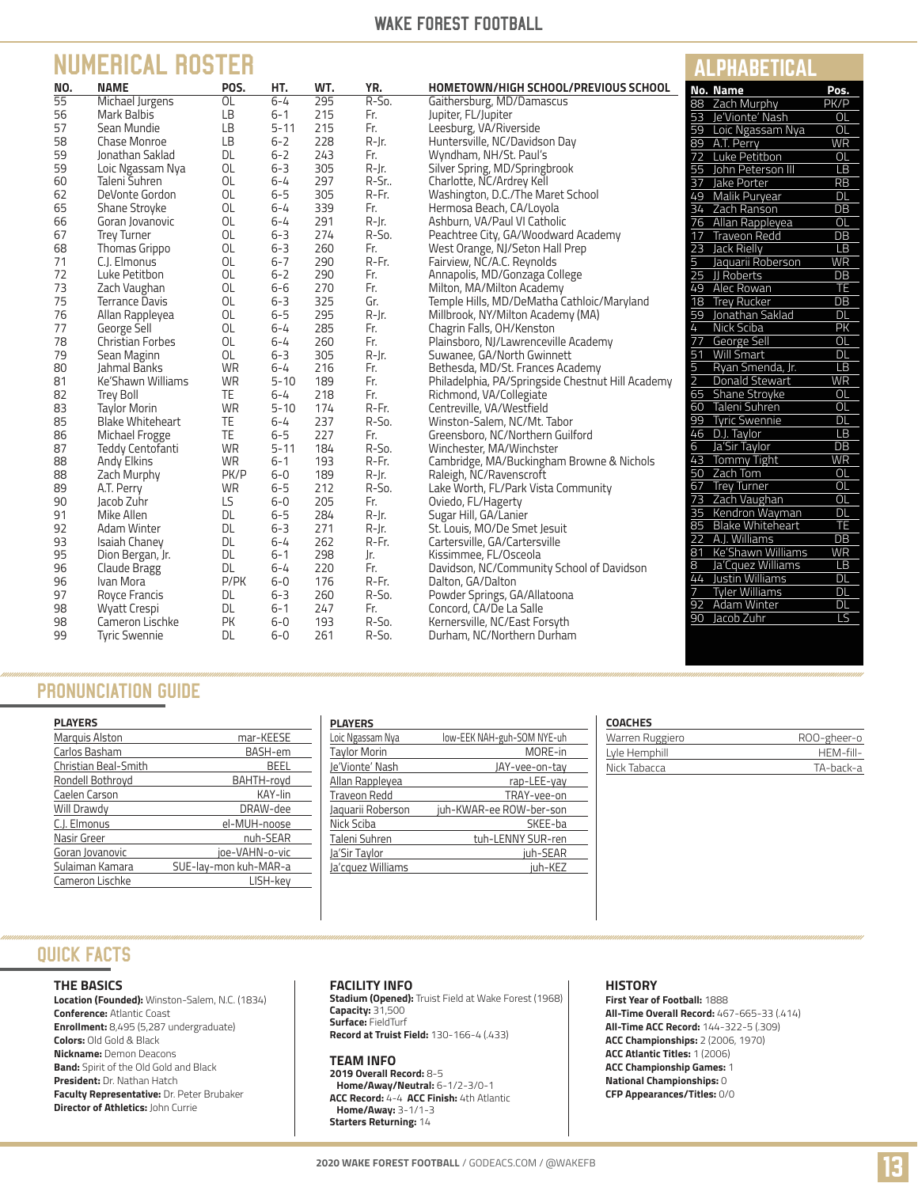# NUMERICAL ROSTER

| NO. | NAME | POS. | HT. | WT. | YR. | HOMETOWN/HIGH SCHOOL/PREVIOUS SCHOOL |
|---|---|---|---|---|---|---|
| 55 | Michael Jurgens | OL | 6-4 | 295 | R-So. | Gaithersburg, MD/Damascus |
| 56 | Mark Balbis | LB | 6-1 | 215 | Fr. | Jupiter, FL/Jupiter |
| 57 | Sean Mundie | LB | 5-11 | 215 | Fr. | Leesburg, VA/Riverside |
| 58 | Chase Monroe | LB | 6-2 | 228 | R-Jr. | Huntersville, NC/Davidson Day |
| 59 | Jonathan Saklad | DL | 6-2 | 243 | Fr. | Wyndham, NH/St. Paul's |
| 59 | Loic Ngassam Nya | OL | 6-3 | 305 | R-Jr. | Silver Spring, MD/Springbrook |
| 60 | Taleni Suhren | OL | 6-4 | 297 | R-Sr.. | Charlotte, NC/Ardrey Kell |
| 62 | DeVonte Gordon | OL | 6-5 | 305 | R-Fr. | Washington, D.C./The Maret School |
| 65 | Shane Stroyke | OL | 6-4 | 339 | Fr. | Hermosa Beach, CA/Loyola |
| 66 | Goran Jovanovic | OL | 6-4 | 291 | R-Jr. | Ashburn, VA/Paul VI Catholic |
| 67 | Trey Turner | OL | 6-3 | 274 | R-So. | Peachtree City, GA/Woodward Academy |
| 68 | Thomas Grippo | OL | 6-3 | 260 | Fr. | West Orange, NJ/Seton Hall Prep |
| 71 | C.J. Elmonus | OL | 6-7 | 290 | R-Fr. | Fairview, NC/A.C. Reynolds |
| 72 | Luke Petitbon | OL | 6-2 | 290 | Fr. | Annapolis, MD/Gonzaga College |
| 73 | Zach Vaughan | OL | 6-6 | 270 | Fr. | Milton, MA/Milton Academy |
| 75 | Terrance Davis | OL | 6-3 | 325 | Gr. | Temple Hills, MD/DeMatha Cathloic/Maryland |
| 76 | Allan Rappleyea | OL | 6-5 | 295 | R-Jr. | Millbrook, NY/Milton Academy (MA) |
| 77 | George Sell | OL | 6-4 | 285 | Fr. | Chagrin Falls, OH/Kenston |
| 78 | Christian Forbes | OL | 6-4 | 260 | Fr. | Plainsboro, NJ/Lawrenceville Academy |
| 79 | Sean Maginn | OL | 6-3 | 305 | R-Jr. | Suwanee, GA/North Gwinnett |
| 80 | Jahmal Banks | WR | 6-4 | 216 | Fr. | Bethesda, MD/St. Frances Academy |
| 81 | Ke'Shawn Williams | WR | 5-10 | 189 | Fr. | Philadelphia, PA/Springside Chestnut Hill Academy |
| 82 | Trey Boll | TE | 6-4 | 218 | Fr. | Richmond, VA/Collegiate |
| 83 | Taylor Morin | WR | 5-10 | 174 | R-Fr. | Centreville, VA/Westfield |
| 85 | Blake Whiteheart | TE | 6-4 | 237 | R-So. | Winston-Salem, NC/Mt. Tabor |
| 86 | Michael Frogge | TE | 6-5 | 227 | Fr. | Greensboro, NC/Northern Guilford |
| 87 | Teddy Centofanti | WR | 5-11 | 184 | R-So. | Winchester, MA/Winchster |
| 88 | Andy Elkins | WR | 6-1 | 193 | R-Fr. | Cambridge, MA/Buckingham Browne & Nichols |
| 88 | Zach Murphy | PK/P | 6-0 | 189 | R-Jr. | Raleigh, NC/Ravenscroft |
| 89 | A.T. Perry | WR | 6-5 | 212 | R-So. | Lake Worth, FL/Park Vista Community |
| 90 | Jacob Zuhr | LS | 6-0 | 205 | Fr. | Oviedo, FL/Hagerty |
| 91 | Mike Allen | DL | 6-5 | 284 | R-Jr. | Sugar Hill, GA/Lanier |
| 92 | Adam Winter | DL | 6-3 | 271 | R-Jr. | St. Louis, MO/De Smet Jesuit |
| 93 | Isaiah Chaney | DL | 6-4 | 262 | R-Fr. | Cartersville, GA/Cartersville |
| 95 | Dion Bergan, Jr. | DL | 6-1 | 298 | Jr. | Kissimmee, FL/Osceola |
| 96 | Claude Bragg | DL | 6-4 | 220 | Fr. | Davidson, NC/Community School of Davidson |
| 96 | Ivan Mora | P/PK | 6-0 | 176 | R-Fr. | Dalton, GA/Dalton |
| 97 | Royce Francis | DL | 6-3 | 260 | R-So. | Powder Springs, GA/Allatoona |
| 98 | Wyatt Crespi | DL | 6-1 | 247 | Fr. | Concord, CA/De La Salle |
| 98 | Cameron Lischke | PK | 6-0 | 193 | R-So. | Kernersville, NC/East Forsyth |
| 99 | Tyric Swennie | DL | 6-0 | 261 | R-So. | Durham, NC/Northern Durham |

# ALPHABETICAL

| No. | Name | Pos. |
|---|---|---|
| 88 | Zach Murphy | PK/P |
| 53 | Je'Vionte' Nash | OL |
| 59 | Loic Ngassam Nya | OL |
| 89 | A.T. Perry | WR |
| 72 | Luke Petitbon | OL |
| 55 | John Peterson III | LB |
| 37 | Jake Porter | RB |
| 49 | Malik Puryear | DL |
| 34 | Zach Ranson | DB |
| 76 | Allan Rappleyea | OL |
| 17 | Traveon Redd | DB |
| 23 | Jack Rielly | LB |
| 5 | Jaquarii Roberson | WR |
| 25 | JJ Roberts | DB |
| 49 | Alec Rowan | TE |
| 18 | Trey Rucker | DB |
| 59 | Jonathan Saklad | DL |
| 4 | Nick Sciba | PK |
| 77 | George Sell | OL |
| 51 | Will Smart | DL |
| 5 | Ryan Smenda, Jr. | LB |
| 2 | Donald Stewart | WR |
| 65 | Shane Stroyke | OL |
| 60 | Taleni Suhren | OL |
| 99 | Tyric Swennie | DL |
| 46 | D.J. Taylor | LB |
| 6 | Ja'Sir Taylor | DB |
| 43 | Tommy Tight | WR |
| 50 | Zach Tom | OL |
| 67 | Trey Turner | OL |
| 73 | Zach Vaughan | OL |
| 35 | Kendron Wayman | DL |
| 85 | Blake Whiteheart | TE |
| 22 | A.J. Williams | DB |
| 81 | Ke'Shawn Williams | WR |
| 8 | Ja'Cquez Williams | LB |
| 44 | Justin Williams | DL |
| 7 | Tyler Williams | DL |
| 92 | Adam Winter | DL |
| 90 | Jacob Zuhr | LS |

# PRONUNCIATION GUIDE

**PLAYERS**

| | |
|---|---|
| Marquis Alston | mar-KEESE |
| Carlos Basham | BASH-em |
| Christian Beal-Smith | BEEL |
| Rondell Bothroyd | BAHTH-royd |
| Caelen Carson | KAY-lin |
| Will Drawdy | DRAW-dee |
| C.J. Elmonus | el-MUH-noose |
| Nasir Greer | nuh-SEAR |
| Goran Jovanovic | joe-VAHN-o-vic |
| Sulaiman Kamara | SUE-lay-mon kuh-MAR-a |
| Cameron Lischke | LISH-key |

**PLAYERS**

| | |
|---|---|
| Loic Ngassam Nya | low-EEK NAH-guh-SOM NYE-uh |
| Taylor Morin | MORE-in |
| Je'Vionte' Nash | JAY-vee-on-tay |
| Allan Rappleyea | rap-LEE-yay |
| Traveon Redd | TRAY-vee-on |
| Jaquarii Roberson | juh-KWAR-ee ROW-ber-son |
| Nick Sciba | SKEE-ba |
| Taleni Suhren | tuh-LENNY SUR-ren |
| Ja'Sir Taylor | juh-SEAR |
| Ja'cquez Williams | juh-KEZ |

**COACHES**

| | |
|---|---|
| Warren Ruggiero | ROO-gheer-o |
| Lyle Hemphill | HEM-fill- |
| Nick Tabacca | TA-back-a |

# QUICK FACTS

### THE BASICS

**Location (Founded):** Winston-Salem, N.C. (1834)
**Conference:** Atlantic Coast
**Enrollment:** 8,495 (5,287 undergraduate)
**Colors:** Old Gold & Black
**Nickname:** Demon Deacons
**Band:** Spirit of the Old Gold and Black
**President:** Dr. Nathan Hatch
**Faculty Representative:** Dr. Peter Brubaker
**Director of Athletics:** John Currie

### FACILITY INFO

**Stadium (Opened):** Truist Field at Wake Forest (1968)
**Capacity:** 31,500
**Surface:** FieldTurf
**Record at Truist Field:** 130-166-4 (.433)

### TEAM INFO

**2019 Overall Record:** 8-5
**Home/Away/Neutral:** 6-1/2-3/0-1
**ACC Record:** 4-4 **ACC Finish:** 4th Atlantic
**Home/Away:** 3-1/1-3
**Starters Returning:** 14

### HISTORY

**First Year of Football:** 1888
**All-Time Overall Record:** 467-665-33 (.414)
**All-Time ACC Record:** 144-322-5 (.309)
**ACC Championships:** 2 (2006, 1970)
**ACC Atlantic Titles:** 1 (2006)
**ACC Championship Games:** 1
**National Championships:** 0
**CFP Appearances/Titles:** 0/0